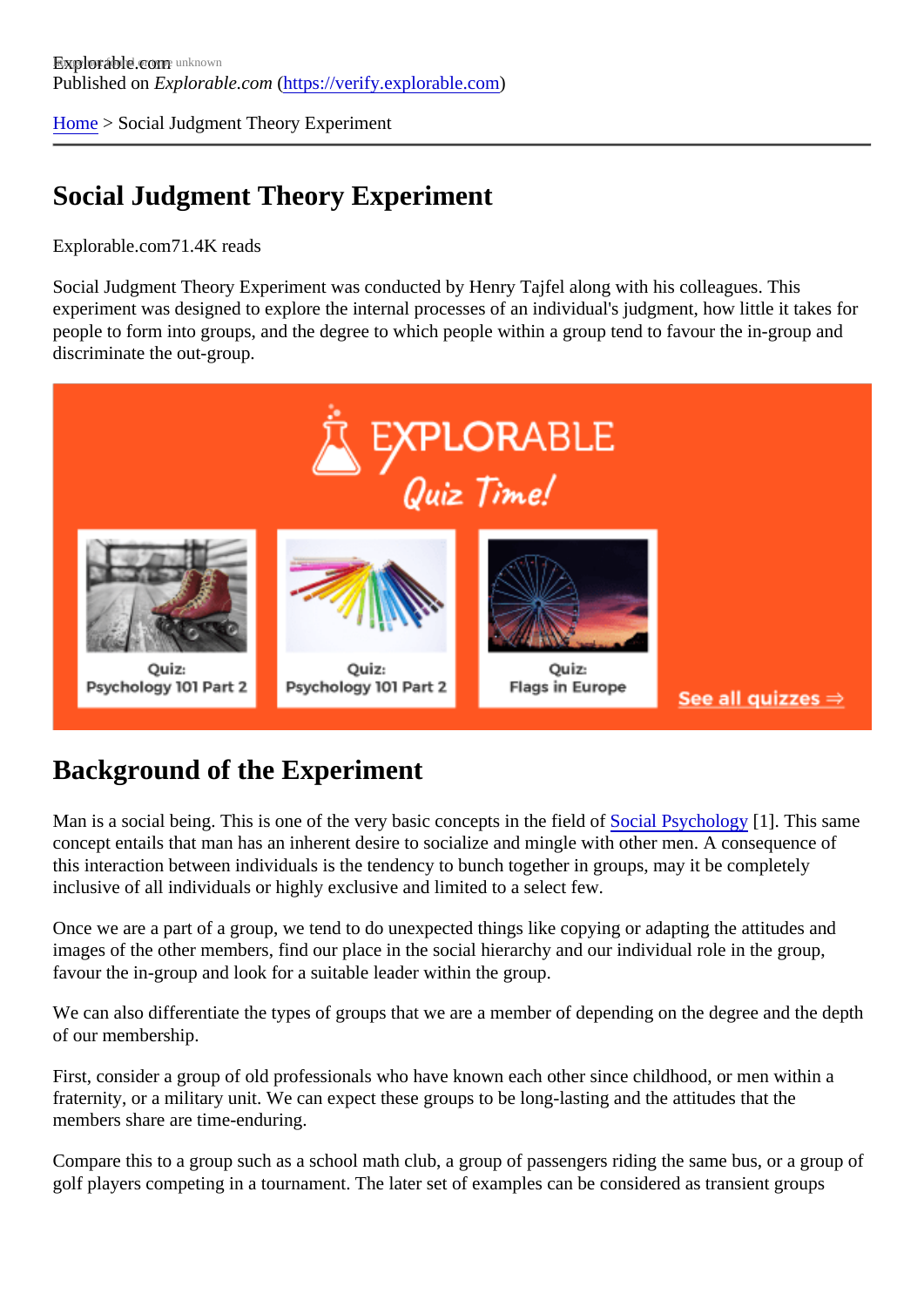Explorable.com
Published on *Explorable.com* (https://verify.explorable.com)

Home > Social Judgment Theory Experiment

# Social Judgment Theory Experiment

Explorable.com71.4K reads

Social Judgment Theory Experiment was conducted by Henry Tajfel along with his colleagues. This experiment was designed to explore the internal processes of an individual's judgment, how little it takes for people to form into groups, and the degree to which people within a group tend to favour the in-group and discriminate the out-group.

## Background of the Experiment

Man is a social being. This is one of the very basic concepts in the field of Social Psychology [1]. This same concept entails that man has an inherent desire to socialize and mingle with other men. A consequence of this interaction between individuals is the tendency to bunch together in groups, may it be completely inclusive of all individuals or highly exclusive and limited to a select few.

Once we are a part of a group, we tend to do unexpected things like copying or adapting the attitudes and images of the other members, find our place in the social hierarchy and our individual role in the group, favour the in-group and look for a suitable leader within the group.

We can also differentiate the types of groups that we are a member of depending on the degree and the depth of our membership.

First, consider a group of old professionals who have known each other since childhood, or men within a fraternity, or a military unit. We can expect these groups to be long-lasting and the attitudes that the members share are time-enduring.

Compare this to a group such as a school math club, a group of passengers riding the same bus, or a group of golf players competing in a tournament. The later set of examples can be considered as transient groups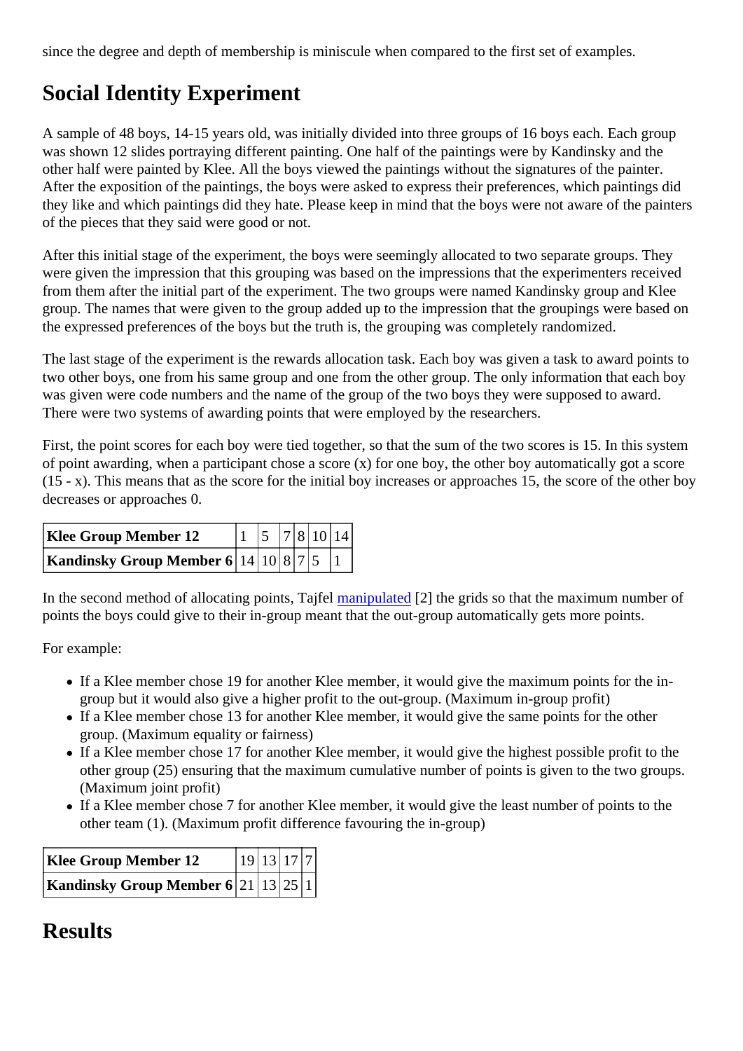since the degree and depth of membership is miniscule when compared to the first set of examples.

## Social Identity Experiment

A sample of 48 boys, 14-15 years old, was initially divided into three groups of 16 boys each. Each group was shown 12 slides portraying different painting. One half of the paintings were by Kandinsky and the other half were painted by Klee. All the boys viewed the paintings without the signatures of the painter. After the exposition of the paintings, the boys were asked to express their preferences, which paintings did they like and which paintings did they hate. Please keep in mind that the boys were not aware of the painters of the pieces that they said were good or not.

After this initial stage of the experiment, the boys were seemingly allocated to two separate groups. They were given the impression that this grouping was based on the impressions that the experimenters received from them after the initial part of the experiment. The two groups were named Kandinsky group and Klee group. The names that were given to the group added up to the impression that the groupings were based on the expressed preferences of the boys but the truth is, the grouping was completely randomized.

The last stage of the experiment is the rewards allocation task. Each boy was given a task to award points to two other boys, one from his same group and one from the other group. The only information that each boy was given were code numbers and the name of the group of the two boys they were supposed to award. There were two systems of awarding points that were employed by the researchers.

First, the point scores for each boy were tied together, so that the sum of the two scores is 15. In this system of point awarding, when a participant chose a score (x) for one boy, the other boy automatically got a score (15 - x). This means that as the score for the initial boy increases or approaches 15, the score of the other boy decreases or approaches 0.

| **Klee Group Member 12** | 1 | 5 | 7 | 8 | 10 | 14 |
|---|---|---|---|---|---|---|
| **Kandinsky Group Member 6** | 14 | 10 | 8 | 7 | 5 | 1 |

In the second method of allocating points, Tajfel manipulated [2] the grids so that the maximum number of points the boys could give to their in-group meant that the out-group automatically gets more points.

For example:

- If a Klee member chose 19 for another Klee member, it would give the maximum points for the in-group but it would also give a higher profit to the out-group. (Maximum in-group profit)
- If a Klee member chose 13 for another Klee member, it would give the same points for the other group. (Maximum equality or fairness)
- If a Klee member chose 17 for another Klee member, it would give the highest possible profit to the other group (25) ensuring that the maximum cumulative number of points is given to the two groups. (Maximum joint profit)
- If a Klee member chose 7 for another Klee member, it would give the least number of points to the other team (1). (Maximum profit difference favouring the in-group)

| **Klee Group Member 12** | 19 | 13 | 17 | 7 |
|---|---|---|---|---|
| **Kandinsky Group Member 6** | 21 | 13 | 25 | 1 |

## Results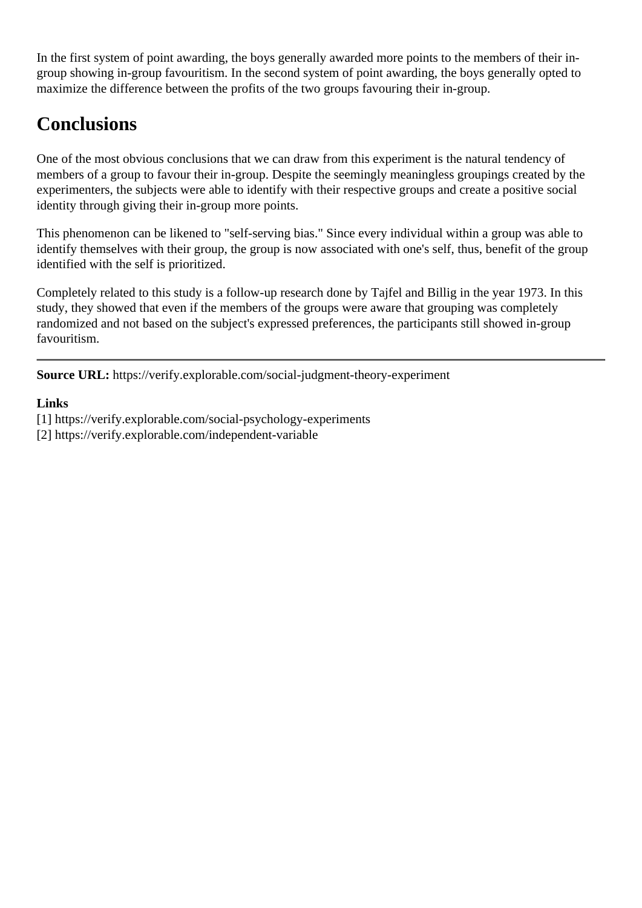In the first system of point awarding, the boys generally awarded more points to the members of their in-group showing in-group favouritism. In the second system of point awarding, the boys generally opted to maximize the difference between the profits of the two groups favouring their in-group.

## Conclusions

One of the most obvious conclusions that we can draw from this experiment is the natural tendency of members of a group to favour their in-group. Despite the seemingly meaningless groupings created by the experimenters, the subjects were able to identify with their respective groups and create a positive social identity through giving their in-group more points.

This phenomenon can be likened to "self-serving bias." Since every individual within a group was able to identify themselves with their group, the group is now associated with one's self, thus, benefit of the group identified with the self is prioritized.

Completely related to this study is a follow-up research done by Tajfel and Billig in the year 1973. In this study, they showed that even if the members of the groups were aware that grouping was completely randomized and not based on the subject's expressed preferences, the participants still showed in-group favouritism.

---

**Source URL:** https://verify.explorable.com/social-judgment-theory-experiment

**Links**
[1] https://verify.explorable.com/social-psychology-experiments
[2] https://verify.explorable.com/independent-variable